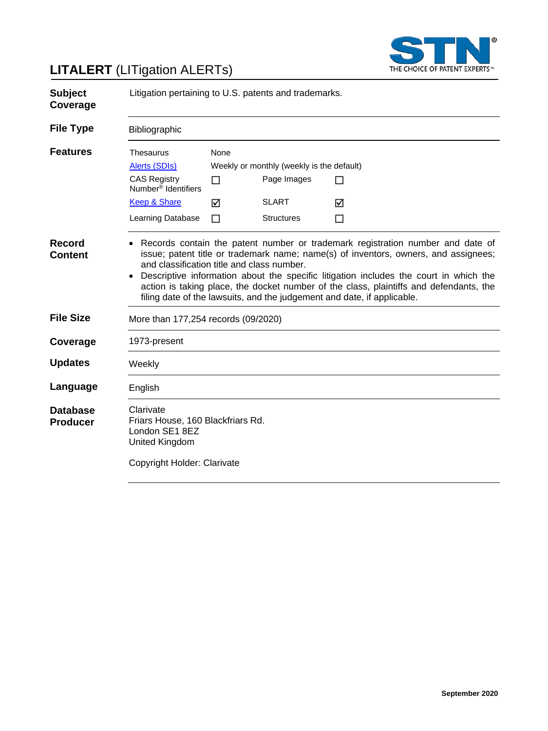# **LITALERT** (LITigation ALERTs)

STN THE CHOICE OF PATENT EXPERTS™

| | |
|---|---|
| **Subject Coverage** | Litigation pertaining to U.S. patents and trademarks. |
| **File Type** | Bibliographic |

**Features**

| | | | |
|---|---|---|---|
| Thesaurus | None | | |
| Alerts (SDIs) | Weekly or monthly (weekly is the default) | | |
| CAS Registry Number® Identifiers | ☐ | Page Images | ☐ |
| Keep & Share | ☑ | SLART | ☑ |
| Learning Database | ☐ | Structures | ☐ |

**Record Content**

- Records contain the patent number or trademark registration number and date of issue; patent title or trademark name; name(s) of inventors, owners, and assignees; and classification title and class number.
- Descriptive information about the specific litigation includes the court in which the action is taking place, the docket number of the class, plaintiffs and defendants, the filing date of the lawsuits, and the judgement and date, if applicable.

| | |
|---|---|
| **File Size** | More than 177,254 records (09/2020) |
| **Coverage** | 1973-present |
| **Updates** | Weekly |
| **Language** | English |

**Database Producer**

Clarivate
Friars House, 160 Blackfriars Rd.
London SE1 8EZ
United Kingdom

Copyright Holder: Clarivate

September 2020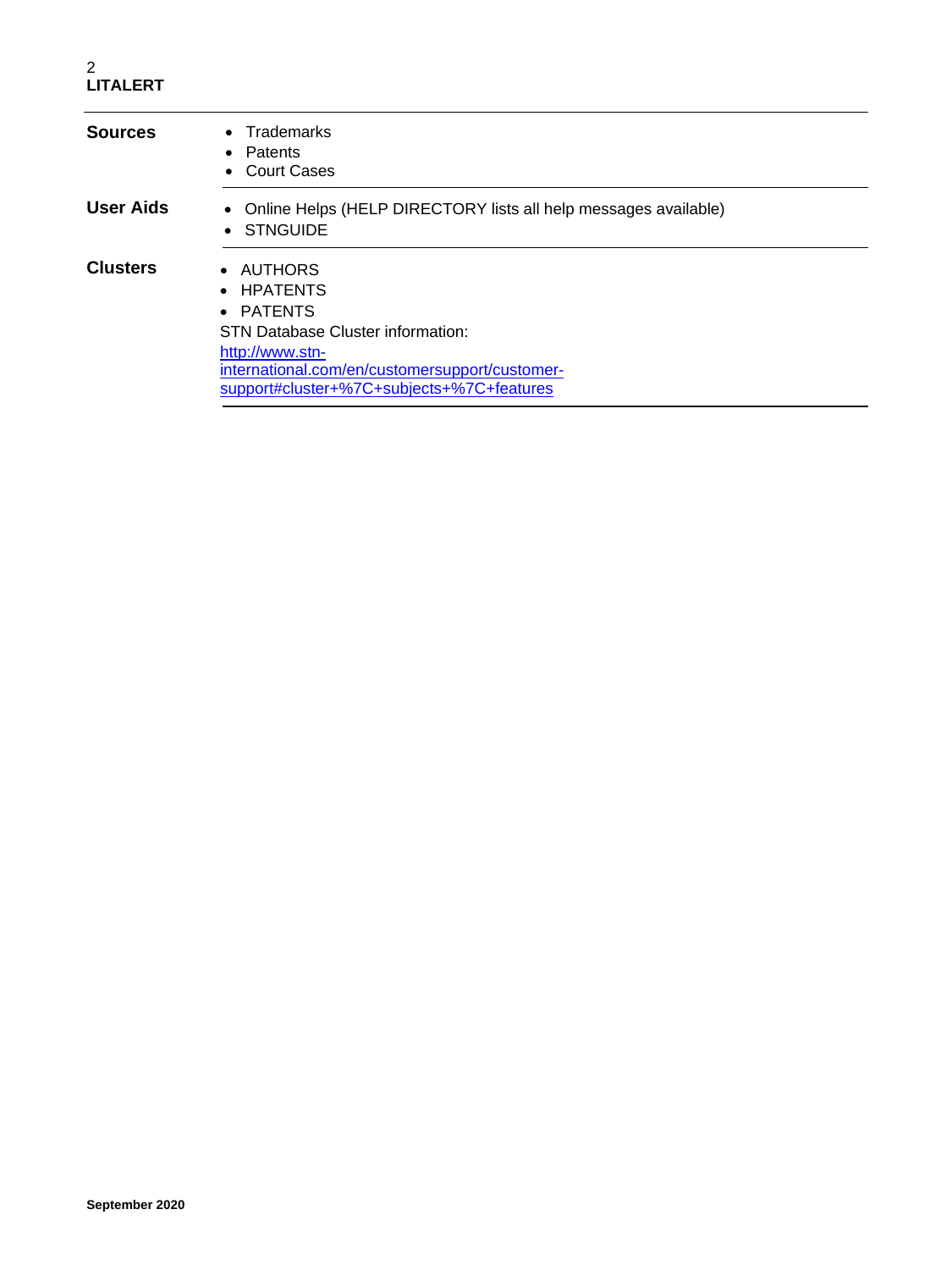| | |
|---|---|
| **Sources** | • Trademarks<br>• Patents<br>• Court Cases |
| **User Aids** | • Online Helps (HELP DIRECTORY lists all help messages available)<br>• STNGUIDE |
| **Clusters** | • AUTHORS<br>• HPATENTS<br>• PATENTS<br>STN Database Cluster information:<br>[http://www.stn-international.com/en/customersupport/customer-support#cluster+%7C+subjects+%7C+features](http://www.stn-international.com/en/customersupport/customer-support#cluster+%7C+subjects+%7C+features) |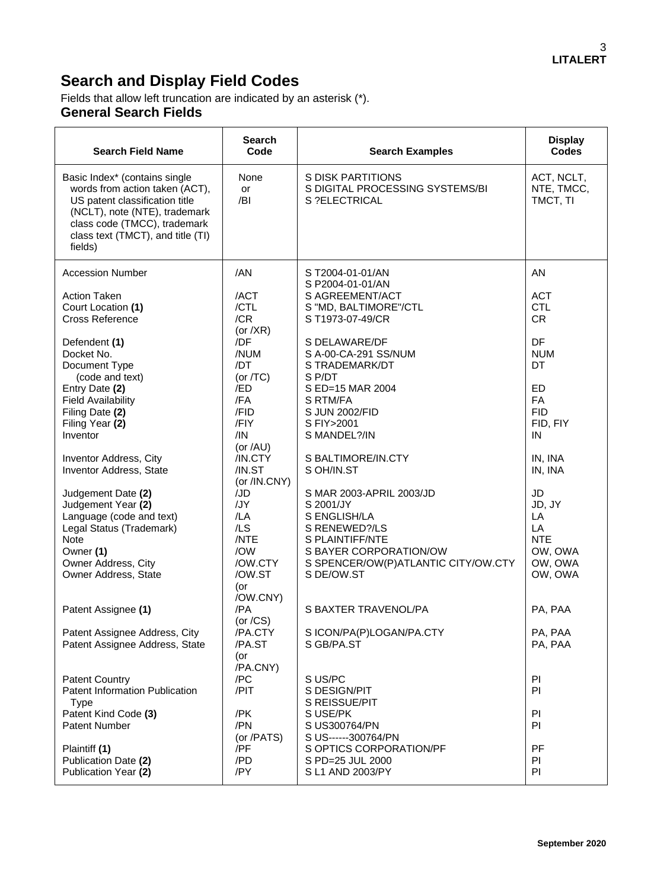## Search and Display Field Codes

Fields that allow left truncation are indicated by an asterisk (*).

### General Search Fields

| Search Field Name | Search Code | Search Examples | Display Codes |
|---|---|---|---|
| Basic Index* (contains single words from action taken (ACT), US patent classification title (NCLT), note (NTE), trademark class code (TMCC), trademark class text (TMCT), and title (TI) fields) | None or /BI | S DISK PARTITIONS<br>S DIGITAL PROCESSING SYSTEMS/BI<br>S ?ELECTRICAL | ACT, NCLT, NTE, TMCC, TMCT, TI |
| Accession Number | /AN | S T2004-01-01/AN<br>S P2004-01-01/AN | AN |
| Action Taken | /ACT | S AGREEMENT/ACT | ACT |
| Court Location **(1)** | /CTL | S "MD, BALTIMORE"/CTL | CTL |
| Cross Reference | /CR (or /XR) | S T1973-07-49/CR | CR |
| Defendent **(1)** | /DF | S DELAWARE/DF | DF |
| Docket No. | /NUM | S A-00-CA-291 SS/NUM | NUM |
| Document Type (code and text) | /DT (or /TC) | S TRADEMARK/DT<br>S P/DT | DT |
| Entry Date **(2)** | /ED | S ED=15 MAR 2004 | ED |
| Field Availability | /FA | S RTM/FA | FA |
| Filing Date **(2)** | /FID | S JUN 2002/FID | FID |
| Filing Year **(2)** | /FIY | S FIY>2001 | FID, FIY |
| Inventor | /IN (or /AU) | S MANDEL?/IN | IN |
| Inventor Address, City | /IN.CTY | S BALTIMORE/IN.CTY | IN, INA |
| Inventor Address, State | /IN.ST (or /IN.CNY) | S OH/IN.ST | IN, INA |
| Judgement Date **(2)** | /JD | S MAR 2003-APRIL 2003/JD | JD |
| Judgement Year **(2)** | /JY | S 2001/JY | JD, JY |
| Language (code and text) | /LA | S ENGLISH/LA | LA |
| Legal Status (Trademark) | /LS | S RENEWED?/LS | LA |
| Note | /NTE | S PLAINTIFF/NTE | NTE |
| Owner **(1)** | /OW | S BAYER CORPORATION/OW | OW, OWA |
| Owner Address, City | /OW.CTY | S SPENCER/OW(P)ATLANTIC CITY/OW.CTY | OW, OWA |
| Owner Address, State | /OW.ST (or /OW.CNY) | S DE/OW.ST | OW, OWA |
| Patent Assignee **(1)** | /PA (or /CS) | S BAXTER TRAVENOL/PA | PA, PAA |
| Patent Assignee Address, City | /PA.CTY | S ICON/PA(P)LOGAN/PA.CTY | PA, PAA |
| Patent Assignee Address, State | /PA.ST (or /PA.CNY) | S GB/PA.ST | PA, PAA |
| Patent Country | /PC | S US/PC | PI |
| Patent Information Publication Type | /PIT | S DESIGN/PIT<br>S REISSUE/PIT | PI |
| Patent Kind Code **(3)** | /PK | S USE/PK | PI |
| Patent Number | /PN (or /PATS) | S US300764/PN<br>S US------300764/PN | PI |
| Plaintiff **(1)** | /PF | S OPTICS CORPORATION/PF | PF |
| Publication Date **(2)** | /PD | S PD=25 JUL 2000 | PI |
| Publication Year **(2)** | /PY | S L1 AND 2003/PY | PI |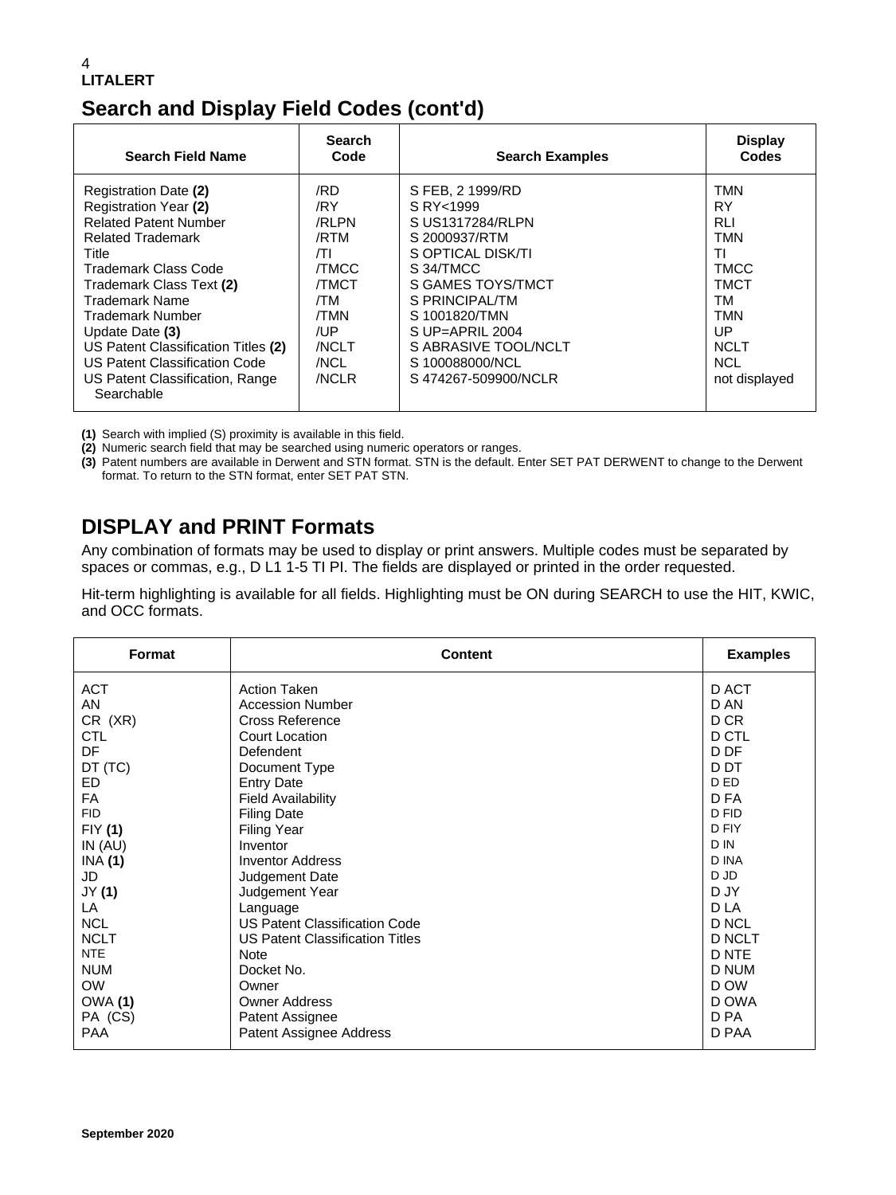## Search and Display Field Codes (cont'd)

| Search Field Name | Search Code | Search Examples | Display Codes |
|---|---|---|---|
| Registration Date **(2)** | /RD | S FEB, 2 1999/RD | TMN |
| Registration Year **(2)** | /RY | S RY<1999 | RY |
| Related Patent Number | /RLPN | S US1317284/RLPN | RLI |
| Related Trademark | /RTM | S 2000937/RTM | TMN |
| Title | /TI | S OPTICAL DISK/TI | TI |
| Trademark Class Code | /TMCC | S 34/TMCC | TMCC |
| Trademark Class Text **(2)** | /TMCT | S GAMES TOYS/TMCT | TMCT |
| Trademark Name | /TM | S PRINCIPAL/TM | TM |
| Trademark Number | /TMN | S 1001820/TMN | TMN |
| Update Date **(3)** | /UP | S UP=APRIL 2004 | UP |
| US Patent Classification Titles **(2)** | /NCLT | S ABRASIVE TOOL/NCLT | NCLT |
| US Patent Classification Code | /NCL | S 100088000/NCL | NCL |
| US Patent Classification, Range Searchable | /NCLR | S 474267-509900/NCLR | not displayed |

**(1)** Search with implied (S) proximity is available in this field.
**(2)** Numeric search field that may be searched using numeric operators or ranges.
**(3)** Patent numbers are available in Derwent and STN format. STN is the default. Enter SET PAT DERWENT to change to the Derwent format. To return to the STN format, enter SET PAT STN.

## DISPLAY and PRINT Formats

Any combination of formats may be used to display or print answers. Multiple codes must be separated by spaces or commas, e.g., D L1 1-5 TI PI. The fields are displayed or printed in the order requested.

Hit-term highlighting is available for all fields. Highlighting must be ON during SEARCH to use the HIT, KWIC, and OCC formats.

| Format | Content | Examples |
|---|---|---|
| ACT | Action Taken | D ACT |
| AN | Accession Number | D AN |
| CR (XR) | Cross Reference | D CR |
| CTL | Court Location | D CTL |
| DF | Defendent | D DF |
| DT (TC) | Document Type | D DT |
| ED | Entry Date | D ED |
| FA | Field Availability | D FA |
| FID | Filing Date | D FID |
| FIY **(1)** | Filing Year | D FIY |
| IN (AU) | Inventor | D IN |
| INA **(1)** | Inventor Address | D INA |
| JD | Judgement Date | D JD |
| JY **(1)** | Judgement Year | D JY |
| LA | Language | D LA |
| NCL | US Patent Classification Code | D NCL |
| NCLT | US Patent Classification Titles | D NCLT |
| NTE | Note | D NTE |
| NUM | Docket No. | D NUM |
| OW | Owner | D OW |
| OWA **(1)** | Owner Address | D OWA |
| PA (CS) | Patent Assignee | D PA |
| PAA | Patent Assignee Address | D PAA |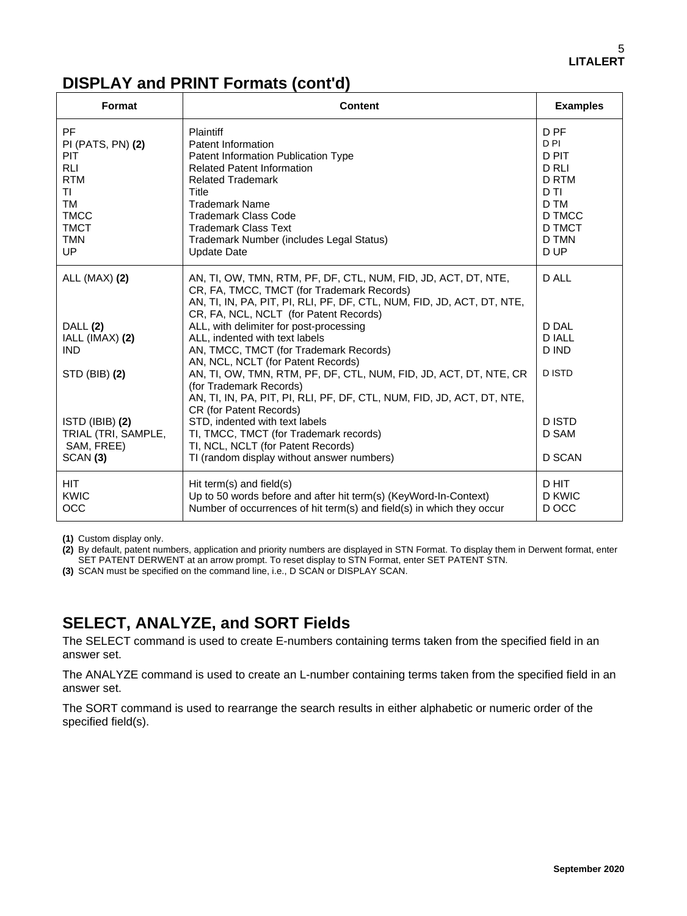## DISPLAY and PRINT Formats (cont'd)

| Format | Content | Examples |
|---|---|---|
| PF | Plaintiff | D PF |
| PI (PATS, PN) **(2)** | Patent Information | D PI |
| PIT | Patent Information Publication Type | D PIT |
| RLI | Related Patent Information | D RLI |
| RTM | Related Trademark | D RTM |
| TI | Title | D TI |
| TM | Trademark Name | D TM |
| TMCC | Trademark Class Code | D TMCC |
| TMCT | Trademark Class Text | D TMCT |
| TMN | Trademark Number (includes Legal Status) | D TMN |
| UP | Update Date | D UP |
| ALL (MAX) **(2)** | AN, TI, OW, TMN, RTM, PF, DF, CTL, NUM, FID, JD, ACT, DT, NTE, CR, FA, TMCC, TMCT (for Trademark Records)<br>AN, TI, IN, PA, PIT, PI, RLI, PF, DF, CTL, NUM, FID, JD, ACT, DT, NTE, CR, FA, NCL, NCLT (for Patent Records) | D ALL |
| DALL **(2)** | ALL, with delimiter for post-processing | D DAL |
| IALL (IMAX) **(2)** | ALL, indented with text labels | D IALL |
| IND | AN, TMCC, TMCT (for Trademark Records)<br>AN, NCL, NCLT (for Patent Records) | D IND |
| STD (BIB) **(2)** | AN, TI, OW, TMN, RTM, PF, DF, CTL, NUM, FID, JD, ACT, DT, NTE, CR (for Trademark Records)<br>AN, TI, IN, PA, PIT, PI, RLI, PF, DF, CTL, NUM, FID, JD, ACT, DT, NTE, CR (for Patent Records) | D ISTD |
| ISTD (IBIB) **(2)** | STD, indented with text labels | D ISTD |
| TRIAL (TRI, SAMPLE, SAM, FREE) | TI, TMCC, TMCT (for Trademark records)<br>TI, NCL, NCLT (for Patent Records) | D SAM |
| SCAN **(3)** | TI (random display without answer numbers) | D SCAN |
| HIT | Hit term(s) and field(s) | D HIT |
| KWIC | Up to 50 words before and after hit term(s) (KeyWord-In-Context) | D KWIC |
| OCC | Number of occurrences of hit term(s) and field(s) in which they occur | D OCC |

**(1)** Custom display only.

**(2)** By default, patent numbers, application and priority numbers are displayed in STN Format. To display them in Derwent format, enter SET PATENT DERWENT at an arrow prompt. To reset display to STN Format, enter SET PATENT STN.

**(3)** SCAN must be specified on the command line, i.e., D SCAN or DISPLAY SCAN.

## SELECT, ANALYZE, and SORT Fields

The SELECT command is used to create E-numbers containing terms taken from the specified field in an answer set.

The ANALYZE command is used to create an L-number containing terms taken from the specified field in an answer set.

The SORT command is used to rearrange the search results in either alphabetic or numeric order of the specified field(s).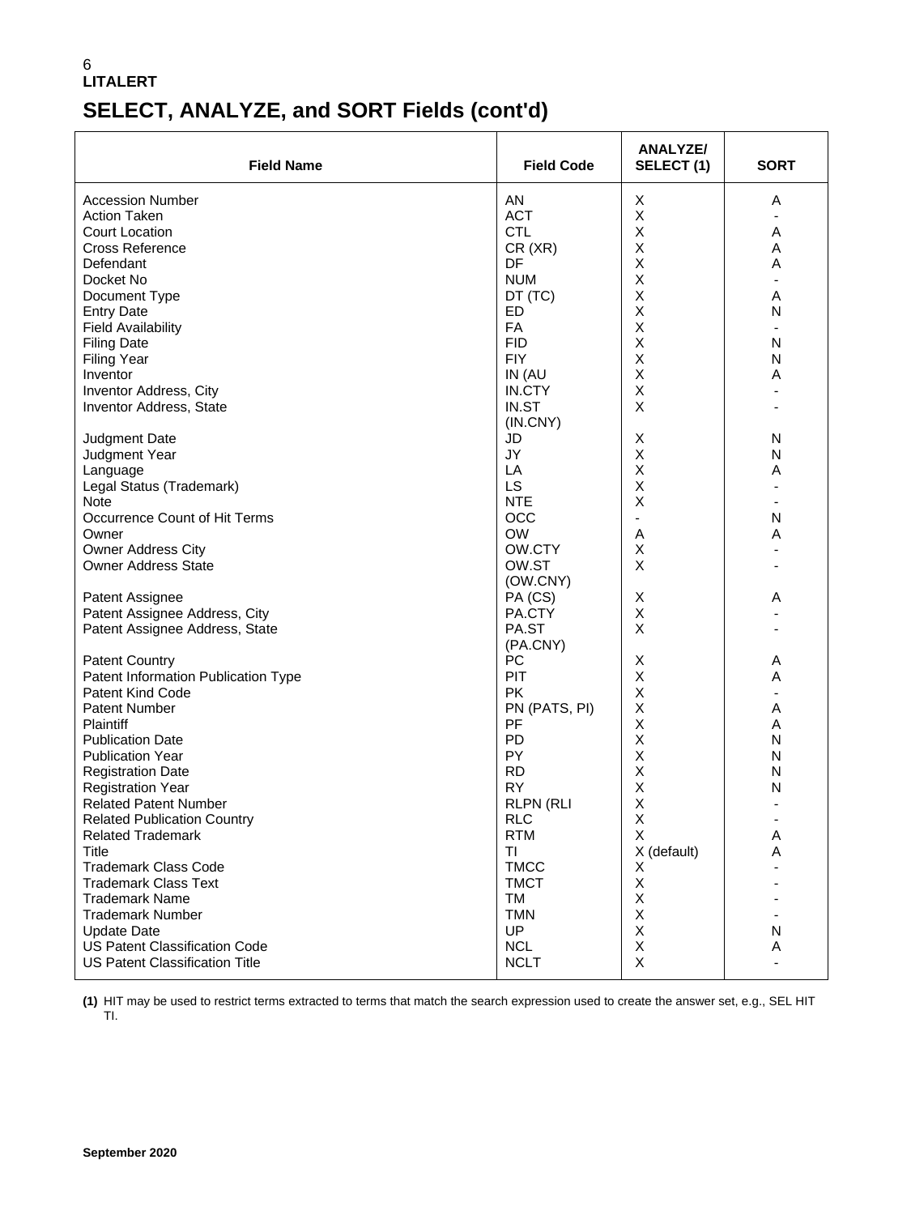**LITALERT**

# SELECT, ANALYZE, and SORT Fields (cont'd)

| Field Name | Field Code | ANALYZE/ SELECT (1) | SORT |
|---|---|---|---|
| Accession Number | AN | X | A |
| Action Taken | ACT | X | - |
| Court Location | CTL | X | A |
| Cross Reference | CR (XR) | X | A |
| Defendant | DF | X | A |
| Docket No | NUM | X | - |
| Document Type | DT (TC) | X | A |
| Entry Date | ED | X | N |
| Field Availability | FA | X | - |
| Filing Date | FID | X | N |
| Filing Year | FIY | X | N |
| Inventor | IN (AU | X | A |
| Inventor Address, City | IN.CTY | X | - |
| Inventor Address, State | IN.ST (IN.CNY) | X | - |
| Judgment Date | JD | X | N |
| Judgment Year | JY | X | N |
| Language | LA | X | A |
| Legal Status (Trademark) | LS | X | - |
| Note | NTE | X | - |
| Occurrence Count of Hit Terms | OCC | - | N |
| Owner | OW | A | A |
| Owner Address City | OW.CTY | X | - |
| Owner Address State | OW.ST (OW.CNY) | X | - |
| Patent Assignee | PA (CS) | X | A |
| Patent Assignee Address, City | PA.CTY | X | - |
| Patent Assignee Address, State | PA.ST (PA.CNY) | X | - |
| Patent Country | PC | X | A |
| Patent Information Publication Type | PIT | X | A |
| Patent Kind Code | PK | X | - |
| Patent Number | PN (PATS, PI) | X | A |
| Plaintiff | PF | X | A |
| Publication Date | PD | X | N |
| Publication Year | PY | X | N |
| Registration Date | RD | X | N |
| Registration Year | RY | X | N |
| Related Patent Number | RLPN (RLI | X | - |
| Related Publication Country | RLC | X | - |
| Related Trademark | RTM | X | A |
| Title | TI | X (default) | A |
| Trademark Class Code | TMCC | X | - |
| Trademark Class Text | TMCT | X | - |
| Trademark Name | TM | X | - |
| Trademark Number | TMN | X | - |
| Update Date | UP | X | N |
| US Patent Classification Code | NCL | X | A |
| US Patent Classification Title | NCLT | X | - |

**(1)** HIT may be used to restrict terms extracted to terms that match the search expression used to create the answer set, e.g., SEL HIT TI.

**September 2020**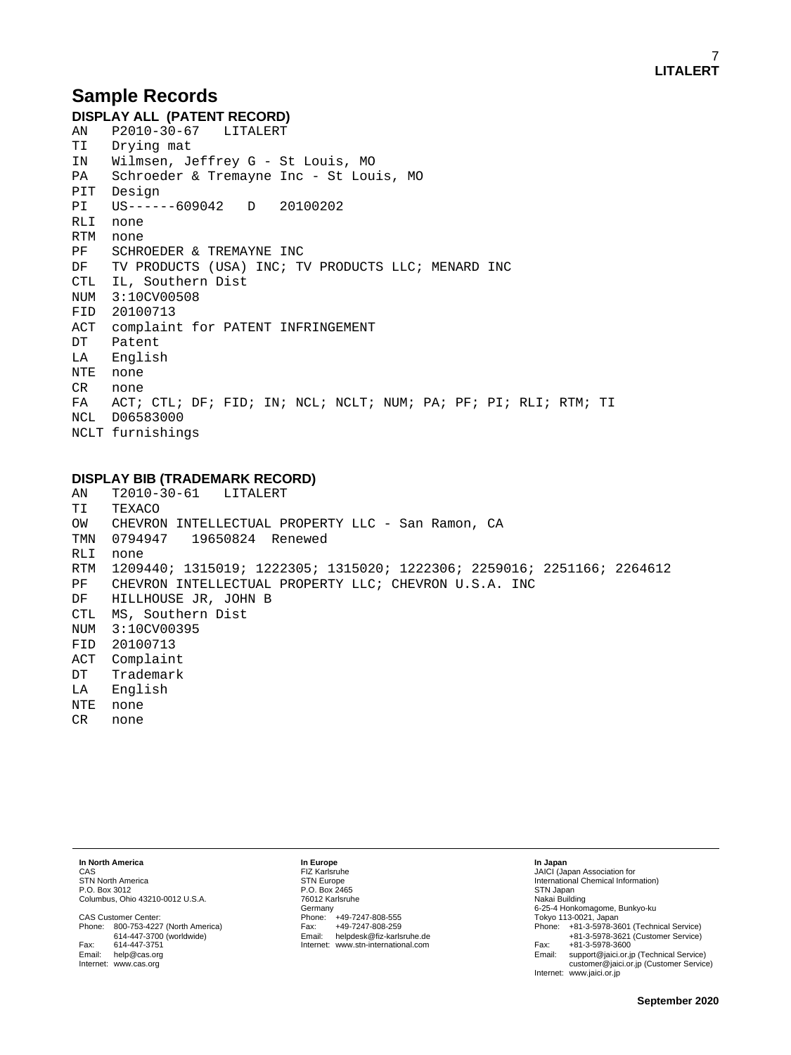## Sample Records

**DISPLAY ALL (PATENT RECORD)**

```
AN   P2010-30-67   LITALERT
TI   Drying mat
IN   Wilmsen, Jeffrey G - St Louis, MO
PA   Schroeder & Tremayne Inc - St Louis, MO
PIT  Design
PI   US------609042   D   20100202
RLI  none
RTM  none
PF   SCHROEDER & TREMAYNE INC
DF   TV PRODUCTS (USA) INC; TV PRODUCTS LLC; MENARD INC
CTL  IL, Southern Dist
NUM  3:10CV00508
FID  20100713
ACT  complaint for PATENT INFRINGEMENT
DT   Patent
LA   English
NTE  none
CR   none
FA   ACT; CTL; DF; FID; IN; NCL; NCLT; NUM; PA; PF; PI; RLI; RTM; TI
NCL  D06583000
NCLT furnishings
```

**DISPLAY BIB (TRADEMARK RECORD)**

```
AN   T2010-30-61   LITALERT
TI   TEXACO
OW   CHEVRON INTELLECTUAL PROPERTY LLC - San Ramon, CA
TMN  0794947   19650824  Renewed
RLI  none
RTM  1209440; 1315019; 1222305; 1315020; 1222306; 2259016; 2251166; 2264612
PF   CHEVRON INTELLECTUAL PROPERTY LLC; CHEVRON U.S.A. INC
DF   HILLHOUSE JR, JOHN B
CTL  MS, Southern Dist
NUM  3:10CV00395
FID  20100713
ACT  Complaint
DT   Trademark
LA   English
NTE  none
CR   none
```

**In North America**
CAS
STN North America
P.O. Box 3012
Columbus, Ohio 43210-0012 U.S.A.

CAS Customer Center:
Phone: 800-753-4227 (North America)
614-447-3700 (worldwide)
Fax: 614-447-3751
Email: help@cas.org
Internet: www.cas.org

**In Europe**
FIZ Karlsruhe
STN Europe
P.O. Box 2465
76012 Karlsruhe
Germany
Phone: +49-7247-808-555
Fax: +49-7247-808-259
Email: helpdesk@fiz-karlsruhe.de
Internet: www.stn-international.com

**In Japan**
JAICI (Japan Association for
International Chemical Information)
STN Japan
Nakai Building
6-25-4 Honkomagome, Bunkyo-ku
Tokyo 113-0021, Japan
Phone: +81-3-5978-3601 (Technical Service)
+81-3-5978-3621 (Customer Service)
Fax: +81-3-5978-3600
Email: support@jaici.or.jp (Technical Service)
customer@jaici.or.jp (Customer Service)
Internet: www.jaici.or.jp

**September 2020**